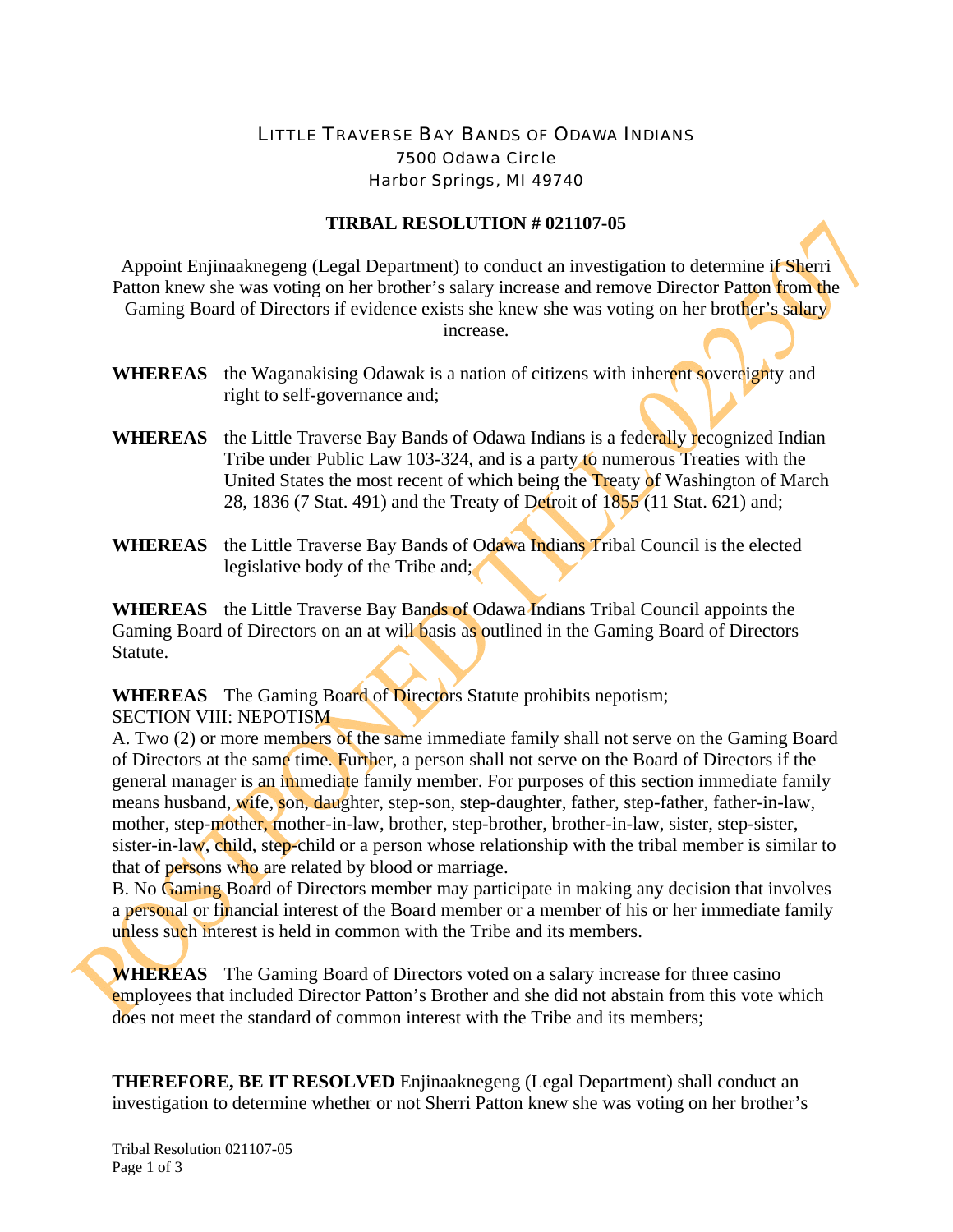LITTLE TRAVERSE BAY BANDS OF ODAWA INDIANS
7500 Odawa Circle
Harbor Springs, MI 49740

**TIRBAL RESOLUTION # 021107-05**

Appoint Enjinaaknegeng (Legal Department) to conduct an investigation to determine if Sherri Patton knew she was voting on her brother's salary increase and remove Director Patton from the Gaming Board of Directors if evidence exists she knew she was voting on her brother's salary increase.

**WHEREAS** the Waganakising Odawak is a nation of citizens with inherent sovereignty and right to self-governance and;

**WHEREAS** the Little Traverse Bay Bands of Odawa Indians is a federally recognized Indian Tribe under Public Law 103-324, and is a party to numerous Treaties with the United States the most recent of which being the Treaty of Washington of March 28, 1836 (7 Stat. 491) and the Treaty of Detroit of 1855 (11 Stat. 621) and;

**WHEREAS** the Little Traverse Bay Bands of Odawa Indians Tribal Council is the elected legislative body of the Tribe and;

**WHEREAS** the Little Traverse Bay Bands of Odawa Indians Tribal Council appoints the Gaming Board of Directors on an at will basis as outlined in the Gaming Board of Directors Statute.

**WHEREAS** The Gaming Board of Directors Statute prohibits nepotism;
SECTION VIII: NEPOTISM
A. Two (2) or more members of the same immediate family shall not serve on the Gaming Board of Directors at the same time. Further, a person shall not serve on the Board of Directors if the general manager is an immediate family member. For purposes of this section immediate family means husband, wife, son, daughter, step-son, step-daughter, father, step-father, father-in-law, mother, step-mother, mother-in-law, brother, step-brother, brother-in-law, sister, step-sister, sister-in-law, child, step-child or a person whose relationship with the tribal member is similar to that of persons who are related by blood or marriage.
B. No Gaming Board of Directors member may participate in making any decision that involves a personal or financial interest of the Board member or a member of his or her immediate family unless such interest is held in common with the Tribe and its members.

**WHEREAS** The Gaming Board of Directors voted on a salary increase for three casino employees that included Director Patton's Brother and she did not abstain from this vote which does not meet the standard of common interest with the Tribe and its members;

**THEREFORE, BE IT RESOLVED** Enjinaaknegeng (Legal Department) shall conduct an investigation to determine whether or not Sherri Patton knew she was voting on her brother's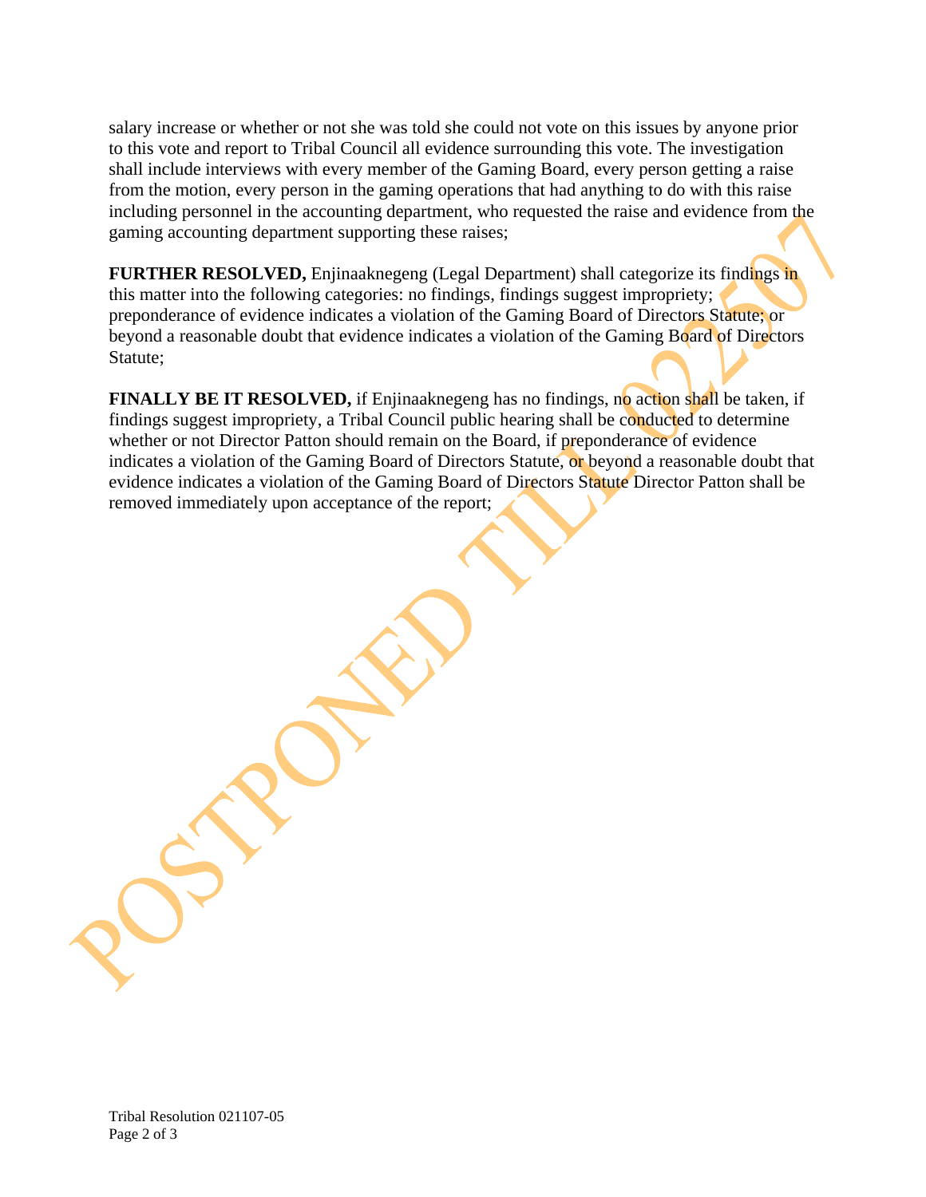salary increase or whether or not she was told she could not vote on this issues by anyone prior to this vote and report to Tribal Council all evidence surrounding this vote. The investigation shall include interviews with every member of the Gaming Board, every person getting a raise from the motion, every person in the gaming operations that had anything to do with this raise including personnel in the accounting department, who requested the raise and evidence from the gaming accounting department supporting these raises;

**FURTHER RESOLVED,** Enjinaaknegeng (Legal Department) shall categorize its findings in this matter into the following categories: no findings, findings suggest impropriety; preponderance of evidence indicates a violation of the Gaming Board of Directors Statute; or beyond a reasonable doubt that evidence indicates a violation of the Gaming Board of Directors Statute;

**FINALLY BE IT RESOLVED,** if Enjinaaknegeng has no findings, no action shall be taken, if findings suggest impropriety, a Tribal Council public hearing shall be conducted to determine whether or not Director Patton should remain on the Board, if preponderance of evidence indicates a violation of the Gaming Board of Directors Statute, or beyond a reasonable doubt that evidence indicates a violation of the Gaming Board of Directors Statute Director Patton shall be removed immediately upon acceptance of the report;

POSTPONED TILL 022507

Tribal Resolution 021107-05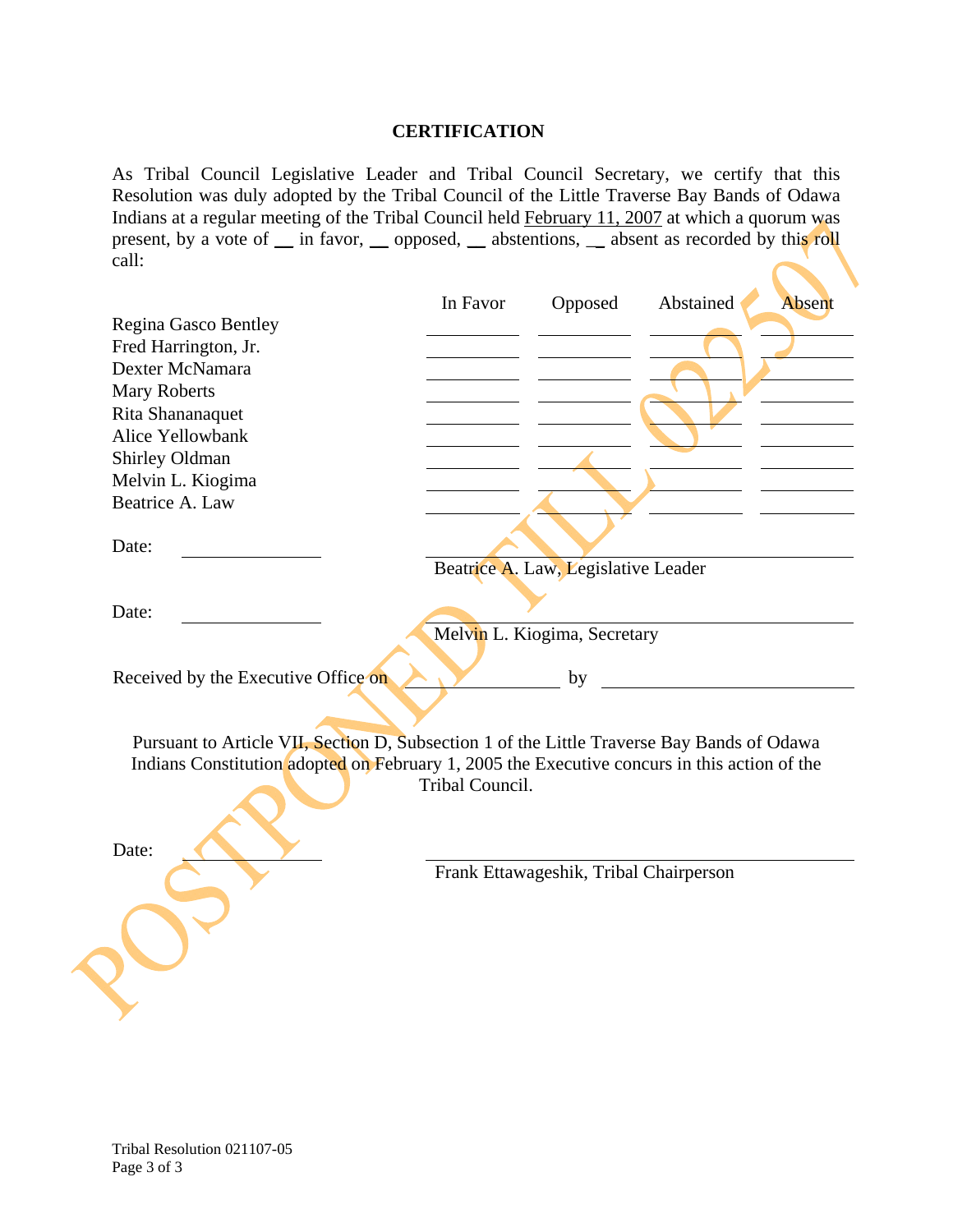**CERTIFICATION**

As Tribal Council Legislative Leader and Tribal Council Secretary, we certify that this Resolution was duly adopted by the Tribal Council of the Little Traverse Bay Bands of Odawa Indians at a regular meeting of the Tribal Council held February 11, 2007 at which a quorum was present, by a vote of __ in favor, __ opposed, __ abstentions, __ absent as recorded by this roll call:

| | In Favor | Opposed | Abstained | Absent |
|---|---|---|---|---|
| Regina Gasco Bentley | | | | |
| Fred Harrington, Jr. | | | | |
| Dexter McNamara | | | | |
| Mary Roberts | | | | |
| Rita Shananaquet | | | | |
| Alice Yellowbank | | | | |
| Shirley Oldman | | | | |
| Melvin L. Kiogima | | | | |
| Beatrice A. Law | | | | |

Date: ______________ ______________________________
Beatrice A. Law, Legislative Leader

Date: ______________ ______________________________
Melvin L. Kiogima, Secretary

Received by the Executive Office on ______________ by ______________________

Pursuant to Article VII, Section D, Subsection 1 of the Little Traverse Bay Bands of Odawa Indians Constitution adopted on February 1, 2005 the Executive concurs in this action of the Tribal Council.

Date: ______________ ______________________________
Frank Ettawageshik, Tribal Chairperson

POSTPONED TILL 022507

Tribal Resolution 021107-05